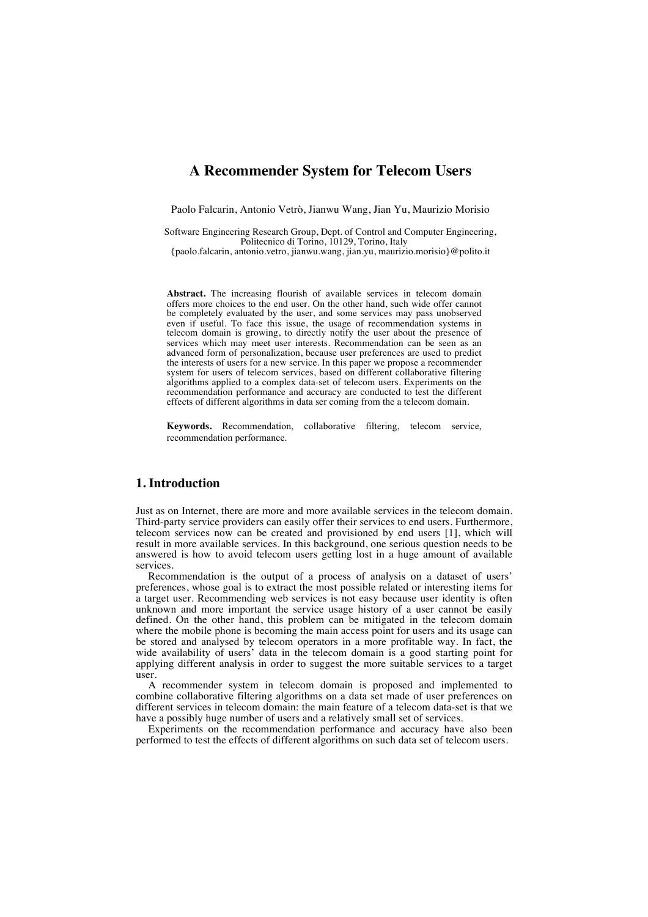# A Recommender System for Telecom Users

Paolo Falcarin, Antonio Vetrò, Jianwu Wang, Jian Yu, Maurizio Morisio

Software Engineering Research Group, Dept. of Control and Computer Engineering, Politecnico di Torino, 10129, Torino, Italy
{paolo.falcarin, antonio.vetro, jianwu.wang, jian.yu, maurizio.morisio}@polito.it

**Abstract.** The increasing flourish of available services in telecom domain offers more choices to the end user. On the other hand, such wide offer cannot be completely evaluated by the user, and some services may pass unobserved even if useful. To face this issue, the usage of recommendation systems in telecom domain is growing, to directly notify the user about the presence of services which may meet user interests. Recommendation can be seen as an advanced form of personalization, because user preferences are used to predict the interests of users for a new service. In this paper we propose a recommender system for users of telecom services, based on different collaborative filtering algorithms applied to a complex data-set of telecom users. Experiments on the recommendation performance and accuracy are conducted to test the different effects of different algorithms in data ser coming from the a telecom domain.

**Keywords.** Recommendation, collaborative filtering, telecom service, recommendation performance.

## 1. Introduction

Just as on Internet, there are more and more available services in the telecom domain. Third-party service providers can easily offer their services to end users. Furthermore, telecom services now can be created and provisioned by end users [1], which will result in more available services. In this background, one serious question needs to be answered is how to avoid telecom users getting lost in a huge amount of available services.

Recommendation is the output of a process of analysis on a dataset of users' preferences, whose goal is to extract the most possible related or interesting items for a target user. Recommending web services is not easy because user identity is often unknown and more important the service usage history of a user cannot be easily defined. On the other hand, this problem can be mitigated in the telecom domain where the mobile phone is becoming the main access point for users and its usage can be stored and analysed by telecom operators in a more profitable way. In fact, the wide availability of users' data in the telecom domain is a good starting point for applying different analysis in order to suggest the more suitable services to a target user.

A recommender system in telecom domain is proposed and implemented to combine collaborative filtering algorithms on a data set made of user preferences on different services in telecom domain: the main feature of a telecom data-set is that we have a possibly huge number of users and a relatively small set of services.

Experiments on the recommendation performance and accuracy have also been performed to test the effects of different algorithms on such data set of telecom users.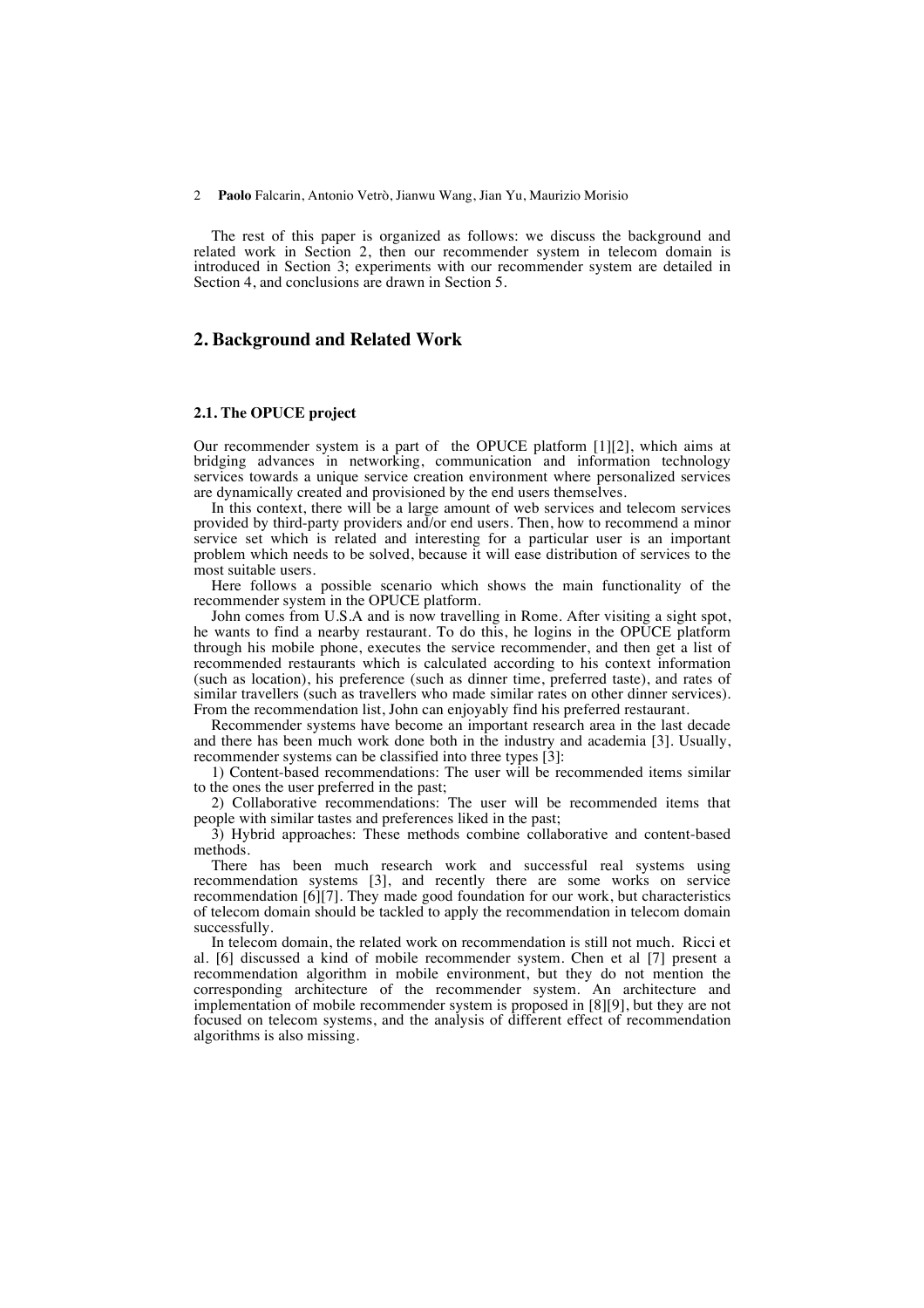The rest of this paper is organized as follows: we discuss the background and related work in Section 2, then our recommender system in telecom domain is introduced in Section 3; experiments with our recommender system are detailed in Section 4, and conclusions are drawn in Section 5.

## 2. Background and Related Work

### 2.1. The OPUCE project

Our recommender system is a part of the OPUCE platform [1][2], which aims at bridging advances in networking, communication and information technology services towards a unique service creation environment where personalized services are dynamically created and provisioned by the end users themselves.

In this context, there will be a large amount of web services and telecom services provided by third-party providers and/or end users. Then, how to recommend a minor service set which is related and interesting for a particular user is an important problem which needs to be solved, because it will ease distribution of services to the most suitable users.

Here follows a possible scenario which shows the main functionality of the recommender system in the OPUCE platform.

John comes from U.S.A and is now travelling in Rome. After visiting a sight spot, he wants to find a nearby restaurant. To do this, he logins in the OPUCE platform through his mobile phone, executes the service recommender, and then get a list of recommended restaurants which is calculated according to his context information (such as location), his preference (such as dinner time, preferred taste), and rates of similar travellers (such as travellers who made similar rates on other dinner services). From the recommendation list, John can enjoyably find his preferred restaurant.

Recommender systems have become an important research area in the last decade and there has been much work done both in the industry and academia [3]. Usually, recommender systems can be classified into three types [3]:

1) Content-based recommendations: The user will be recommended items similar to the ones the user preferred in the past;

2) Collaborative recommendations: The user will be recommended items that people with similar tastes and preferences liked in the past;

3) Hybrid approaches: These methods combine collaborative and content-based methods.

There has been much research work and successful real systems using recommendation systems [3], and recently there are some works on service recommendation [6][7]. They made good foundation for our work, but characteristics of telecom domain should be tackled to apply the recommendation in telecom domain successfully.

In telecom domain, the related work on recommendation is still not much. Ricci et al. [6] discussed a kind of mobile recommender system. Chen et al [7] present a recommendation algorithm in mobile environment, but they do not mention the corresponding architecture of the recommender system. An architecture and implementation of mobile recommender system is proposed in [8][9], but they are not focused on telecom systems, and the analysis of different effect of recommendation algorithms is also missing.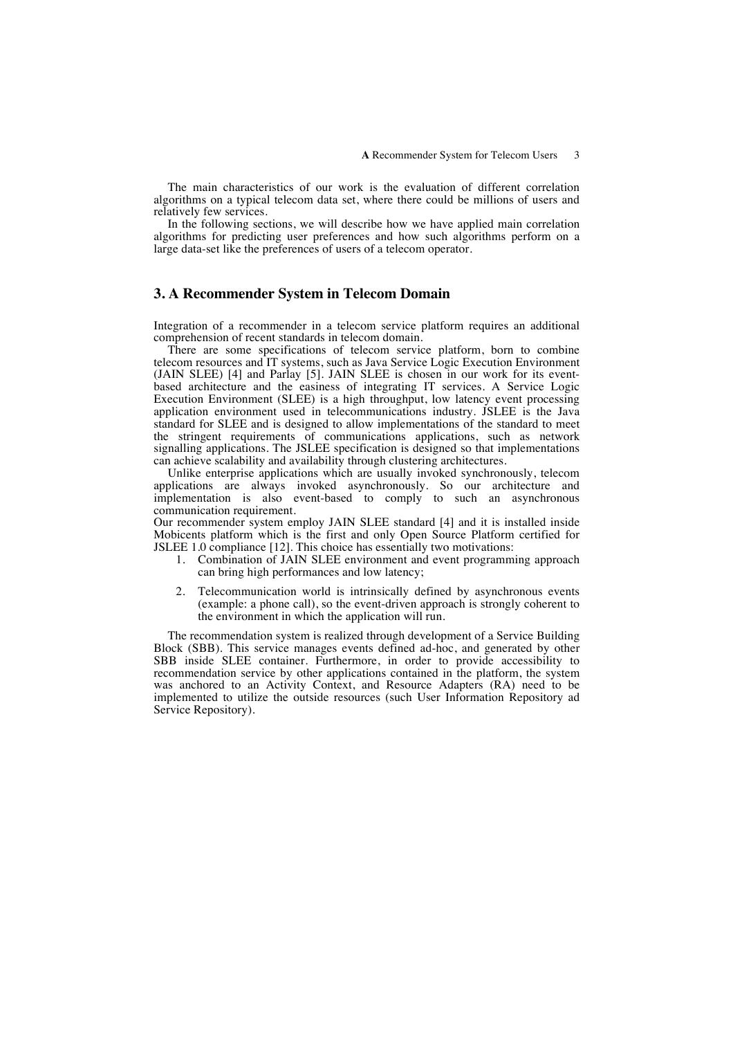The main characteristics of our work is the evaluation of different correlation algorithms on a typical telecom data set, where there could be millions of users and relatively few services.

In the following sections, we will describe how we have applied main correlation algorithms for predicting user preferences and how such algorithms perform on a large data-set like the preferences of users of a telecom operator.

## 3. A Recommender System in Telecom Domain

Integration of a recommender in a telecom service platform requires an additional comprehension of recent standards in telecom domain.

There are some specifications of telecom service platform, born to combine telecom resources and IT systems, such as Java Service Logic Execution Environment (JAIN SLEE) [4] and Parlay [5]. JAIN SLEE is chosen in our work for its event-based architecture and the easiness of integrating IT services. A Service Logic Execution Environment (SLEE) is a high throughput, low latency event processing application environment used in telecommunications industry. JSLEE is the Java standard for SLEE and is designed to allow implementations of the standard to meet the stringent requirements of communications applications, such as network signalling applications. The JSLEE specification is designed so that implementations can achieve scalability and availability through clustering architectures.

Unlike enterprise applications which are usually invoked synchronously, telecom applications are always invoked asynchronously. So our architecture and implementation is also event-based to comply to such an asynchronous communication requirement.

Our recommender system employ JAIN SLEE standard [4] and it is installed inside Mobicents platform which is the first and only Open Source Platform certified for JSLEE 1.0 compliance [12]. This choice has essentially two motivations:

1. Combination of JAIN SLEE environment and event programming approach can bring high performances and low latency;
2. Telecommunication world is intrinsically defined by asynchronous events (example: a phone call), so the event-driven approach is strongly coherent to the environment in which the application will run.

The recommendation system is realized through development of a Service Building Block (SBB). This service manages events defined ad-hoc, and generated by other SBB inside SLEE container. Furthermore, in order to provide accessibility to recommendation service by other applications contained in the platform, the system was anchored to an Activity Context, and Resource Adapters (RA) need to be implemented to utilize the outside resources (such User Information Repository ad Service Repository).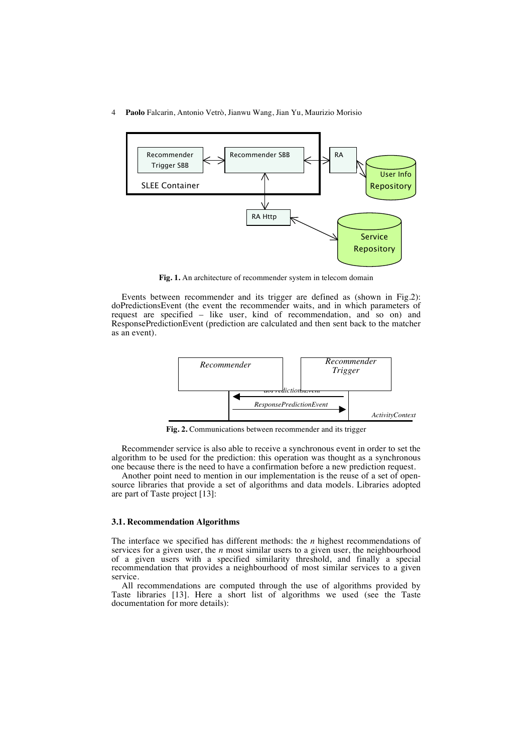SLEE Container

Recommender Trigger SBB

Recommender SBB

RA

User Info Repository

RA Http

Service Repository

**Fig. 1.** An architecture of recommender system in telecom domain

Events between recommender and its trigger are defined as (shown in Fig.2): doPredictionsEvent (the event the recommender waits, and in which parameters of request are specified – like user, kind of recommendation, and so on) and ResponsePredictionEvent (prediction are calculated and then sent back to the matcher as an event).

*Recommender*

*Recommender Trigger*

*doPredictionsEvent*

*ResponsePredictionEvent*

*ActivityContext*

**Fig. 2.** Communications between recommender and its trigger

Recommender service is also able to receive a synchronous event in order to set the algorithm to be used for the prediction: this operation was thought as a synchronous one because there is the need to have a confirmation before a new prediction request.

Another point need to mention in our implementation is the reuse of a set of open-source libraries that provide a set of algorithms and data models. Libraries adopted are part of Taste project [13]:

### 3.1. Recommendation Algorithms

The interface we specified has different methods: the *n* highest recommendations of services for a given user, the *n* most similar users to a given user, the neighbourhood of a given users with a specified similarity threshold, and finally a special recommendation that provides a neighbourhood of most similar services to a given service.

All recommendations are computed through the use of algorithms provided by Taste libraries [13]. Here a short list of algorithms we used (see the Taste documentation for more details):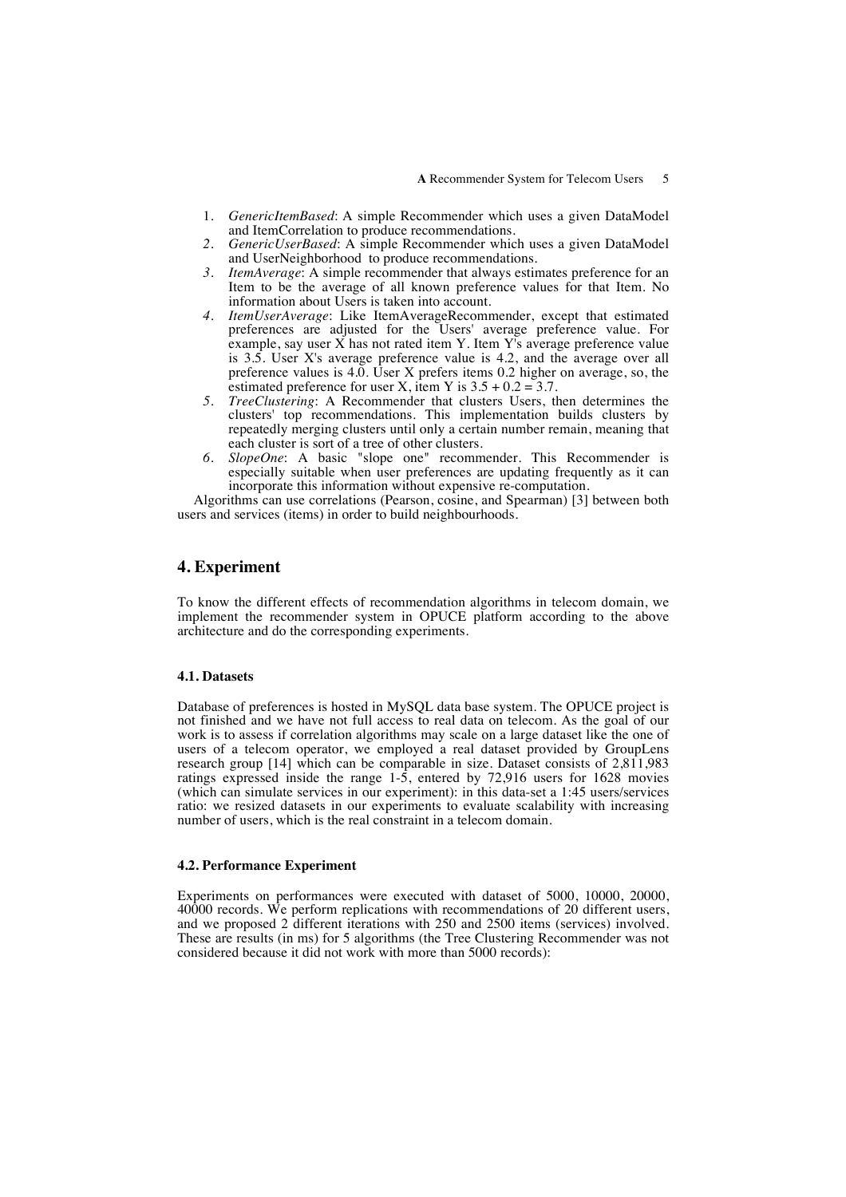1. *GenericItemBased*: A simple Recommender which uses a given DataModel and ItemCorrelation to produce recommendations.
2. *GenericUserBased*: A simple Recommender which uses a given DataModel and UserNeighborhood to produce recommendations.
3. *ItemAverage*: A simple recommender that always estimates preference for an Item to be the average of all known preference values for that Item. No information about Users is taken into account.
4. *ItemUserAverage*: Like ItemAverageRecommender, except that estimated preferences are adjusted for the Users' average preference value. For example, say user X has not rated item Y. Item Y's average preference value is 3.5. User X's average preference value is 4.2, and the average over all preference values is 4.0. User X prefers items 0.2 higher on average, so, the estimated preference for user X, item Y is 3.5 + 0.2 = 3.7.
5. *TreeClustering*: A Recommender that clusters Users, then determines the clusters' top recommendations. This implementation builds clusters by repeatedly merging clusters until only a certain number remain, meaning that each cluster is sort of a tree of other clusters.
6. *SlopeOne*: A basic "slope one" recommender. This Recommender is especially suitable when user preferences are updating frequently as it can incorporate this information without expensive re-computation.

Algorithms can use correlations (Pearson, cosine, and Spearman) [3] between both users and services (items) in order to build neighbourhoods.

## 4. Experiment

To know the different effects of recommendation algorithms in telecom domain, we implement the recommender system in OPUCE platform according to the above architecture and do the corresponding experiments.

### 4.1. Datasets

Database of preferences is hosted in MySQL data base system. The OPUCE project is not finished and we have not full access to real data on telecom. As the goal of our work is to assess if correlation algorithms may scale on a large dataset like the one of users of a telecom operator, we employed a real dataset provided by GroupLens research group [14] which can be comparable in size. Dataset consists of 2,811,983 ratings expressed inside the range 1-5, entered by 72,916 users for 1628 movies (which can simulate services in our experiment): in this data-set a 1:45 users/services ratio: we resized datasets in our experiments to evaluate scalability with increasing number of users, which is the real constraint in a telecom domain.

### 4.2. Performance Experiment

Experiments on performances were executed with dataset of 5000, 10000, 20000, 40000 records. We perform replications with recommendations of 20 different users, and we proposed 2 different iterations with 250 and 2500 items (services) involved. These are results (in ms) for 5 algorithms (the Tree Clustering Recommender was not considered because it did not work with more than 5000 records):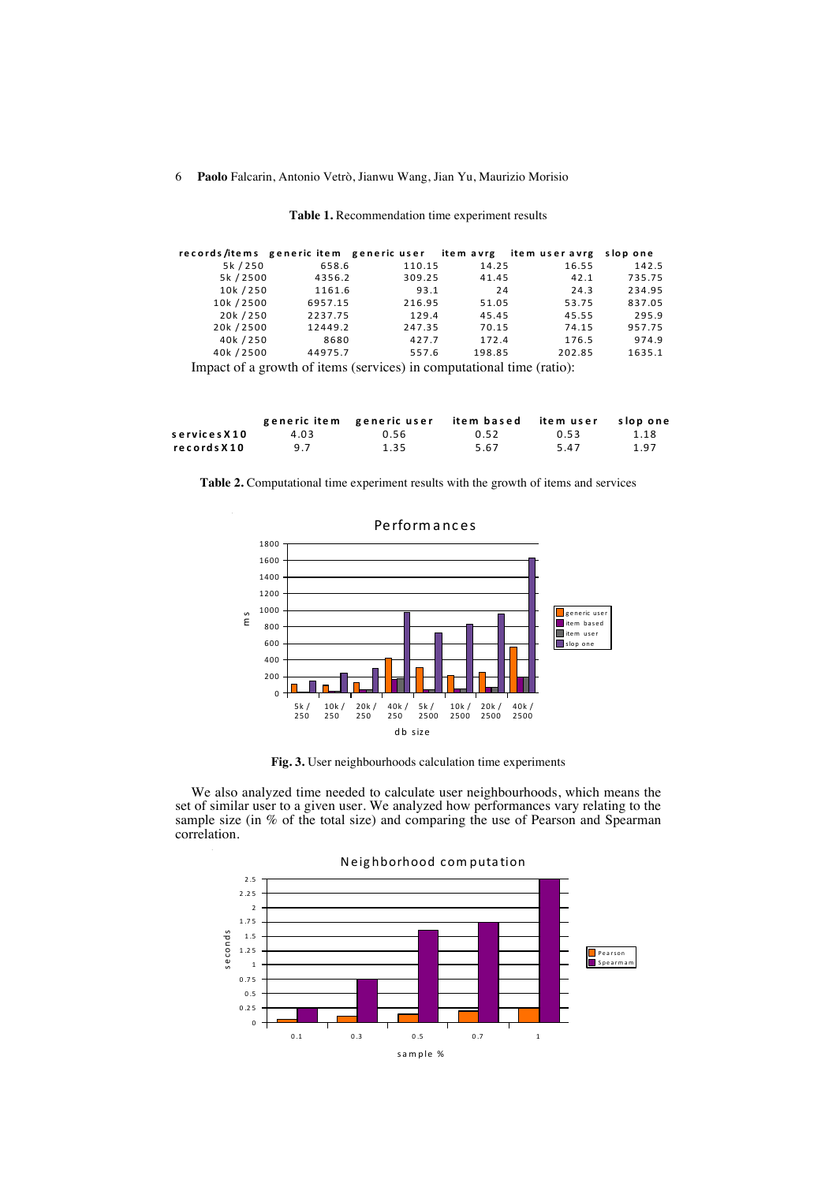**Table 1.** Recommendation time experiment results

| records/items | generic item | generic user | item avrg | item user avrg | slop one |
|---|---|---|---|---|---|
| 5k / 250 | 658.6 | 110.15 | 14.25 | 16.55 | 142.5 |
| 5k / 2500 | 4356.2 | 309.25 | 41.45 | 42.1 | 735.75 |
| 10k / 250 | 1161.6 | 93.1 | 24 | 24.3 | 234.95 |
| 10k / 2500 | 6957.15 | 216.95 | 51.05 | 53.75 | 837.05 |
| 20k / 250 | 2237.75 | 129.4 | 45.45 | 45.55 | 295.9 |
| 20k / 2500 | 12449.2 | 247.35 | 70.15 | 74.15 | 957.75 |
| 40k / 250 | 8680 | 427.7 | 172.4 | 176.5 | 974.9 |
| 40k / 2500 | 44975.7 | 557.6 | 198.85 | 202.85 | 1635.1 |

Impact of a growth of items (services) in computational time (ratio):

| | generic item | generic user | item based | item user | slop one |
|---|---|---|---|---|---|
| servicesX10 | 4.03 | 0.56 | 0.52 | 0.53 | 1.18 |
| recordsX10 | 9.7 | 1.35 | 5.67 | 5.47 | 1.97 |

**Table 2.** Computational time experiment results with the growth of items and services

Performances

ms

0
200
400
600
800
1000
1200
1400
1600
1800

5k / 250
10k / 250
20k / 250
40k / 250
5k / 2500
10k / 2500
20k / 2500
40k / 2500

db size

generic user
item based
item user
slop one

**Fig. 3.** User neighbourhoods calculation time experiments

We also analyzed time needed to calculate user neighbourhoods, which means the set of similar user to a given user. We analyzed how performances vary relating to the sample size (in % of the total size) and comparing the use of Pearson and Spearman correlation.

Neighborhood computation

seconds

0
0.25
0.5
0.75
1
1.25
1.5
1.75
2
2.25
2.5

0.1
0.3
0.5
0.7
1

sample %

Pearson
Spearmam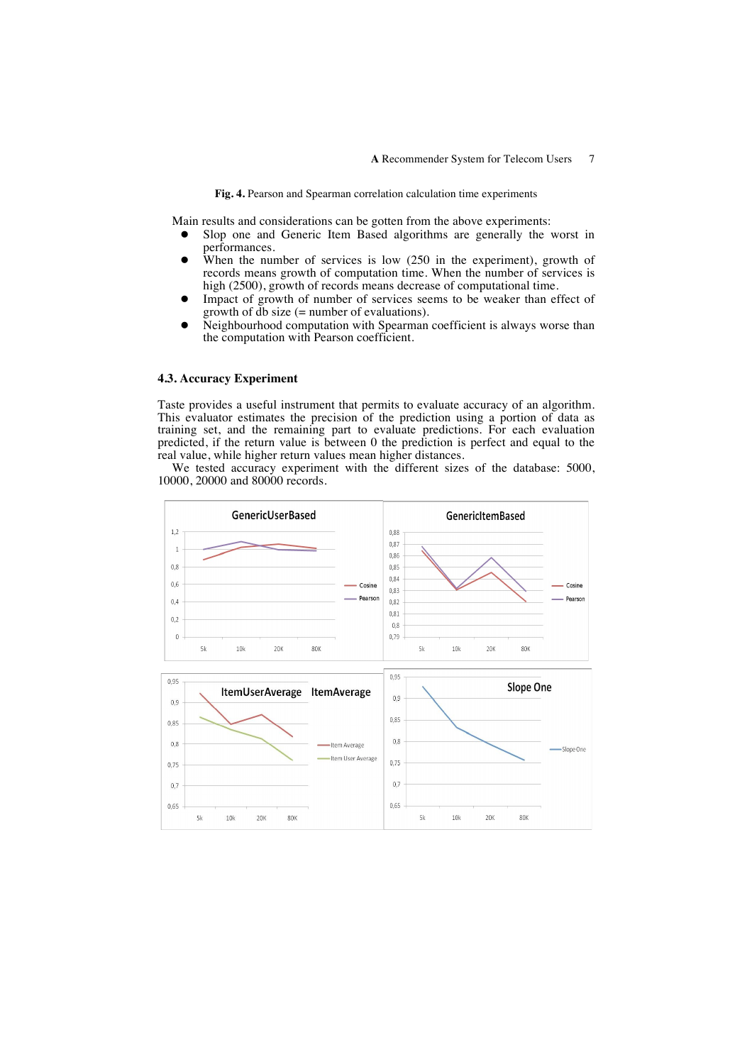**Fig. 4.** Pearson and Spearman correlation calculation time experiments

Main results and considerations can be gotten from the above experiments:

- Slop one and Generic Item Based algorithms are generally the worst in performances.
- When the number of services is low (250 in the experiment), growth of records means growth of computation time. When the number of services is high (2500), growth of records means decrease of computational time.
- Impact of growth of number of services seems to be weaker than effect of growth of db size (= number of evaluations).
- Neighbourhood computation with Spearman coefficient is always worse than the computation with Pearson coefficient.

### 4.3. Accuracy Experiment

Taste provides a useful instrument that permits to evaluate accuracy of an algorithm. This evaluator estimates the precision of the prediction using a portion of data as training set, and the remaining part to evaluate predictions. For each evaluation predicted, if the return value is between 0 the prediction is perfect and equal to the real value, while higher return values mean higher distances.

We tested accuracy experiment with the different sizes of the database: 5000, 10000, 20000 and 80000 records.

GenericUserBased
1,2
1
0,8
0,6
0,4
0,2
0
5k 10k 20K 80K
Cosine
Pearson

GenericItemBased
0,88
0,87
0,86
0,85
0,84
0,83
0,82
0,81
0,8
0,79
5k 10k 20K 80K
Cosine
Pearson

ItemUserAverage ItemAverage
0,95
0,9
0,85
0,8
0,75
0,7
0,65
5k 10k 20K 80K
Item Average
Item User Average

Slope One
0,95
0,9
0,85
0,8
0,75
0,7
0,65
5k 10k 20K 80K
Slope One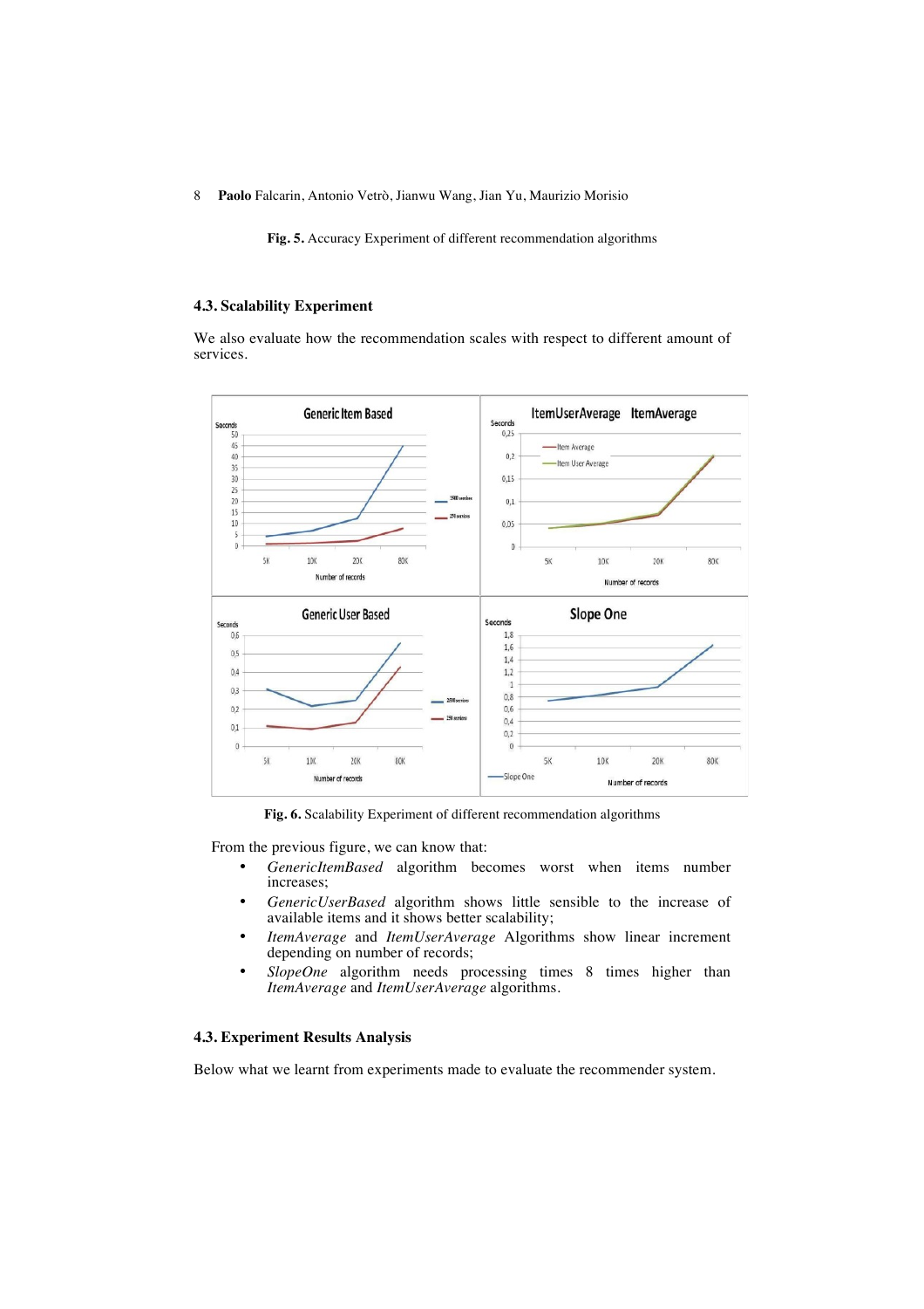**Fig. 5.** Accuracy Experiment of different recommendation algorithms

### 4.3. Scalability Experiment

We also evaluate how the recommendation scales with respect to different amount of services.

Generic Item Based

Seconds

50
45
40
35
30
25
20
15
10
5
0

5K 10K 20K 80K

Number of records

1500 services
250 services

ItemUserAverage ItemAverage

Seconds

0,25
0,2
0,15
0,1
0,05
0

5K 10K 20K 80K

Number of records

Item Average
Item User Average

Generic User Based

Seconds

0.6
0.5
0.4
0.3
0.2
0.1
0

5K 10K 20K 80K

Number of records

2500 services
250 services

Slope One

Seconds

1,8
1,6
1,4
1,2
1
0,8
0,6
0,4
0,2
0

5K 10K 20K 80K

Slope One

Number of records

**Fig. 6.** Scalability Experiment of different recommendation algorithms

From the previous figure, we can know that:

- *GenericItemBased* algorithm becomes worst when items number increases;
- *GenericUserBased* algorithm shows little sensible to the increase of available items and it shows better scalability;
- *ItemAverage* and *ItemUserAverage* Algorithms show linear increment depending on number of records;
- *SlopeOne* algorithm needs processing times 8 times higher than *ItemAverage* and *ItemUserAverage* algorithms.

### 4.3. Experiment Results Analysis

Below what we learnt from experiments made to evaluate the recommender system.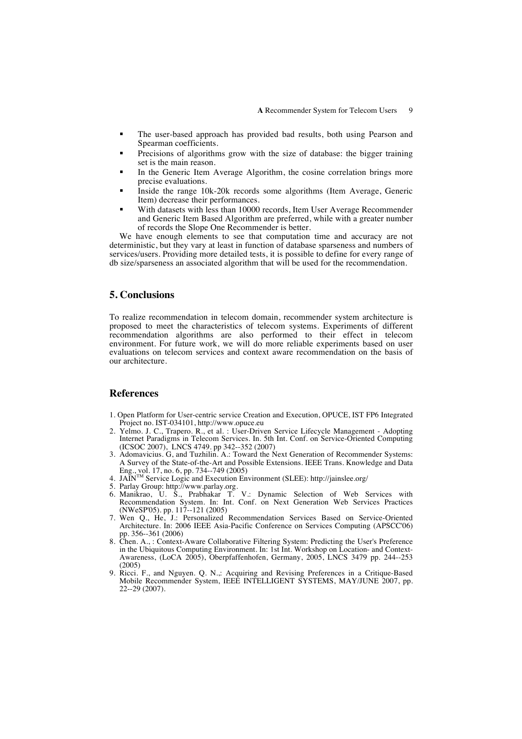- The user-based approach has provided bad results, both using Pearson and Spearman coefficients.
- Precisions of algorithms grow with the size of database: the bigger training set is the main reason.
- In the Generic Item Average Algorithm, the cosine correlation brings more precise evaluations.
- Inside the range 10k-20k records some algorithms (Item Average, Generic Item) decrease their performances.
- With datasets with less than 10000 records, Item User Average Recommender and Generic Item Based Algorithm are preferred, while with a greater number of records the Slope One Recommender is better.

We have enough elements to see that computation time and accuracy are not deterministic, but they vary at least in function of database sparseness and numbers of services/users. Providing more detailed tests, it is possible to define for every range of db size/sparseness an associated algorithm that will be used for the recommendation.

## 5. Conclusions

To realize recommendation in telecom domain, recommender system architecture is proposed to meet the characteristics of telecom systems. Experiments of different recommendation algorithms are also performed to their effect in telecom environment. For future work, we will do more reliable experiments based on user evaluations on telecom services and context aware recommendation on the basis of our architecture.

## References

1. Open Platform for User-centric service Creation and Execution, OPUCE, IST FP6 Integrated Project no. IST-034101, http://www.opuce.eu
2. Yelmo. J. C., Trapero. R., et al. : User-Driven Service Lifecycle Management - Adopting Internet Paradigms in Telecom Services. In. 5th Int. Conf. on Service-Oriented Computing (ICSOC 2007), LNCS 4749. pp 342--352 (2007)
3. Adomavicius. G, and Tuzhilin. A.: Toward the Next Generation of Recommender Systems: A Survey of the State-of-the-Art and Possible Extensions. IEEE Trans. Knowledge and Data Eng., vol. 17, no. 6, pp. 734--749 (2005)
4. JAIN™ Service Logic and Execution Environment (SLEE): http://jainslee.org/
5. Parlay Group: http://www.parlay.org.
6. Manikrao, U. S., Prabhakar T. V.: Dynamic Selection of Web Services with Recommendation System. In: Int. Conf. on Next Generation Web Services Practices (NWeSP'05). pp. 117--121 (2005)
7. Wen Q., He, J.: Personalized Recommendation Services Based on Service-Oriented Architecture. In: 2006 IEEE Asia-Pacific Conference on Services Computing (APSCC'06) pp. 356--361 (2006)
8. Chen. A., : Context-Aware Collaborative Filtering System: Predicting the User's Preference in the Ubiquitous Computing Environment. In: 1st Int. Workshop on Location- and Context-Awareness, (LoCA 2005), Oberpfaffenhofen, Germany, 2005, LNCS 3479 pp. 244--253 (2005)
9. Ricci. F., and Nguyen. Q. N.,: Acquiring and Revising Preferences in a Critique-Based Mobile Recommender System, IEEE INTELLIGENT SYSTEMS, MAY/JUNE 2007, pp. 22--29 (2007).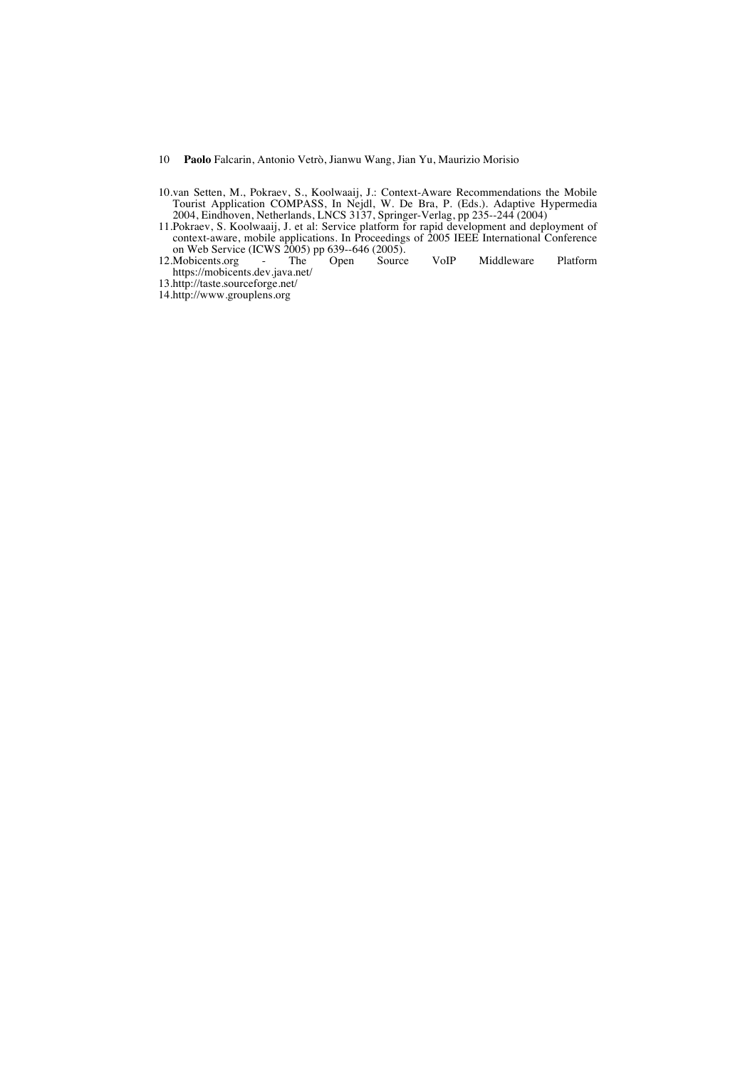10. van Setten, M., Pokraev, S., Koolwaaij, J.: Context-Aware Recommendations the Mobile Tourist Application COMPASS, In Nejdl, W. De Bra, P. (Eds.). Adaptive Hypermedia 2004, Eindhoven, Netherlands, LNCS 3137, Springer-Verlag, pp 235--244 (2004)
11. Pokraev, S. Koolwaaij, J. et al: Service platform for rapid development and deployment of context-aware, mobile applications. In Proceedings of 2005 IEEE International Conference on Web Service (ICWS 2005) pp 639--646 (2005).
12. Mobicents.org - The Open Source VoIP Middleware Platform https://mobicents.dev.java.net/
13. http://taste.sourceforge.net/
14. http://www.grouplens.org